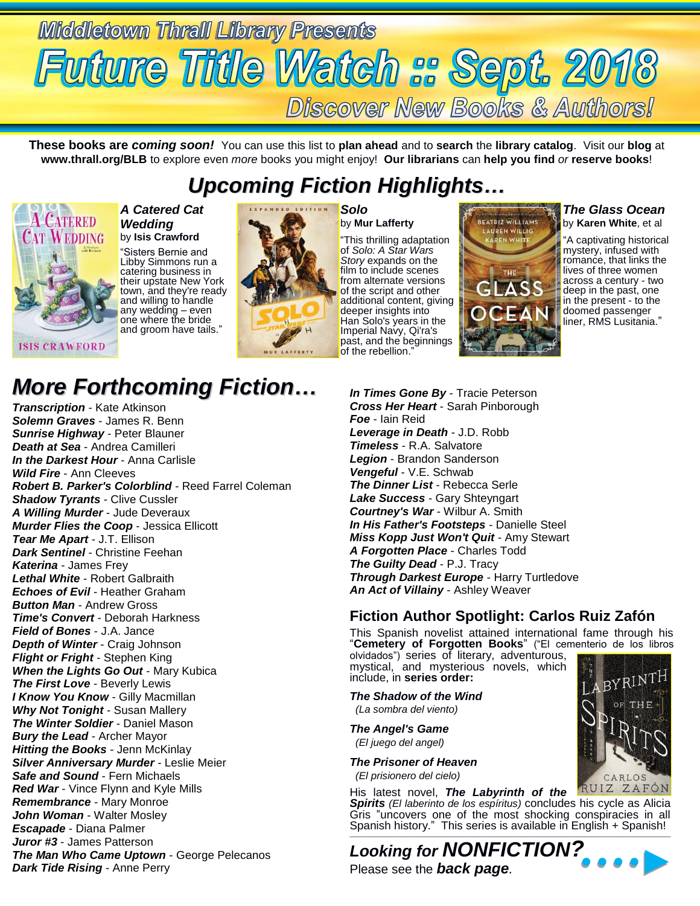Middletown Thrall Library Presents

# Future Title Watch :: Sept. 2018

Discover New Books & Authors!

**These books are *coming soon!*** You can use this list to **plan ahead** and to **search** the **library catalog**. Visit our **blog** at **www.thrall.org/BLB** to explore even *more* books you might enjoy! **Our librarians** can **help you find** *or* **reserve books**!

## *Upcoming Fiction Highlights…*

***A Catered Cat Wedding***
by **Isis Crawford**

"Sisters Bernie and Libby Simmons run a catering business in their upstate New York town, and they're ready and willing to handle any wedding – even one where the bride and groom have tails."

***Solo***
by **Mur Lafferty**

"This thrilling adaptation of *Solo: A Star Wars Story* expands on the film to include scenes from alternate versions of the script and other additional content, giving deeper insights into Han Solo's years in the Imperial Navy, Qi'ra's past, and the beginnings of the rebellion."

***The Glass Ocean***
by **Karen White**, et al

"A captivating historical mystery, infused with romance, that links the lives of three women across a century - two deep in the past, one in the present - to the doomed passenger liner, RMS Lusitania."

## *More Forthcoming Fiction…*

***Transcription*** - Kate Atkinson
***Solemn Graves*** - James R. Benn
***Sunrise Highway*** - Peter Blauner
***Death at Sea*** - Andrea Camilleri
***In the Darkest Hour*** - Anna Carlisle
***Wild Fire*** - Ann Cleeves
***Robert B. Parker's Colorblind*** - Reed Farrel Coleman
***Shadow Tyrants*** - Clive Cussler
***A Willing Murder*** - Jude Deveraux
***Murder Flies the Coop*** - Jessica Ellicott
***Tear Me Apart*** - J.T. Ellison
***Dark Sentinel*** - Christine Feehan
***Katerina*** - James Frey
***Lethal White*** - Robert Galbraith
***Echoes of Evil*** - Heather Graham
***Button Man*** - Andrew Gross
***Time's Convert*** - Deborah Harkness
***Field of Bones*** - J.A. Jance
***Depth of Winter*** - Craig Johnson
***Flight or Fright*** - Stephen King
***When the Lights Go Out*** - Mary Kubica
***The First Love*** - Beverly Lewis
***I Know You Know*** - Gilly Macmillan
***Why Not Tonight*** - Susan Mallery
***The Winter Soldier*** - Daniel Mason
***Bury the Lead*** - Archer Mayor
***Hitting the Books*** - Jenn McKinlay
***Silver Anniversary Murder*** - Leslie Meier
***Safe and Sound*** - Fern Michaels
***Red War*** - Vince Flynn and Kyle Mills
***Remembrance*** - Mary Monroe
***John Woman*** - Walter Mosley
***Escapade*** - Diana Palmer
***Juror #3*** - James Patterson
***The Man Who Came Uptown*** - George Pelecanos
***Dark Tide Rising*** - Anne Perry
***In Times Gone By*** - Tracie Peterson
***Cross Her Heart*** - Sarah Pinborough
***Foe*** - Iain Reid
***Leverage in Death*** - J.D. Robb
***Timeless*** - R.A. Salvatore
***Legion*** - Brandon Sanderson
***Vengeful*** - V.E. Schwab
***The Dinner List*** - Rebecca Serle
***Lake Success*** - Gary Shteyngart
***Courtney's War*** - Wilbur A. Smith
***In His Father's Footsteps*** - Danielle Steel
***Miss Kopp Just Won't Quit*** - Amy Stewart
***A Forgotten Place*** - Charles Todd
***The Guilty Dead*** - P.J. Tracy
***Through Darkest Europe*** - Harry Turtledove
***An Act of Villainy*** - Ashley Weaver

### Fiction Author Spotlight: Carlos Ruiz Zafón

This Spanish novelist attained international fame through his "**Cemetery of Forgotten Books**" ("El cementerio de los libros olvidados") series of literary, adventurous, mystical, and mysterious novels, which include, in **series order:**

***The Shadow of the Wind***
*(La sombra del viento)*

***The Angel's Game***
*(El juego del angel)*

***The Prisoner of Heaven***
*(El prisionero del cielo)*

His latest novel, ***The Labyrinth of the Spirits*** *(El laberinto de los espíritus)* concludes his cycle as Alicia Gris "uncovers one of the most shocking conspiracies in all Spanish history." This series is available in English + Spanish!

## *Looking for **NONFICTION?***

Please see the ***back page**.*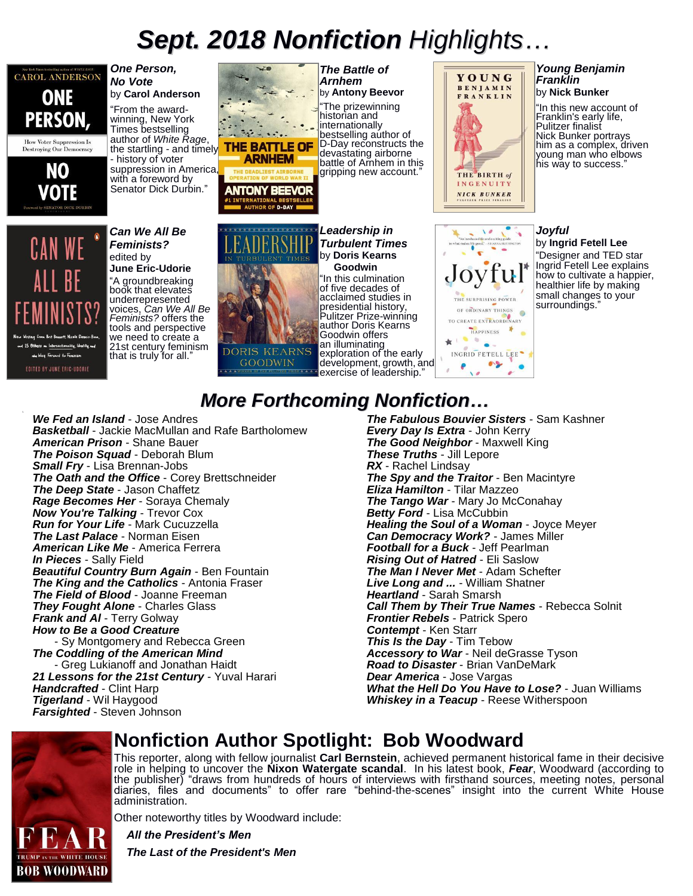# *Sept. 2018 Nonfiction Highlights…*

***One Person, No Vote***
by **Carol Anderson**
"From the award-winning, New York Times bestselling author of *White Rage*, the startling - and timely - history of voter suppression in America, with a foreword by Senator Dick Durbin."

***The Battle of Arnhem***
by **Antony Beevor**
"The prizewinning historian and internationally bestselling author of D-Day reconstructs the devastating airborne battle of Arnhem in this gripping new account."

***Young Benjamin Franklin***
by **Nick Bunker**
"In this new account of Franklin's early life, Pulitzer finalist Nick Bunker portrays him as a complex, driven young man who elbows his way to success."

***Can We All Be Feminists?***
edited by
**June Eric-Udorie**
"A groundbreaking book that elevates underrepresented voices, *Can We All Be Feminists?* offers the tools and perspective we need to create a 21st century feminism that is truly for all."

***Leadership in Turbulent Times***
by **Doris Kearns Goodwin**
"In this culmination of five decades of acclaimed studies in presidential history, Pulitzer Prize-winning author Doris Kearns Goodwin offers an illuminating exploration of the early development, growth, and exercise of leadership."

***Joyful***
by **Ingrid Fetell Lee**
"Designer and TED star Ingrid Fetell Lee explains how to cultivate a happier, healthier life by making small changes to your surroundings."

## *More Forthcoming Nonfiction…*

***We Fed an Island*** - Jose Andres
***Basketball*** - Jackie MacMullan and Rafe Bartholomew
***American Prison*** - Shane Bauer
***The Poison Squad*** - Deborah Blum
***Small Fry*** - Lisa Brennan-Jobs
***The Oath and the Office*** - Corey Brettschneider
***The Deep State*** - Jason Chaffetz
***Rage Becomes Her*** - Soraya Chemaly
***Now You're Talking*** - Trevor Cox
***Run for Your Life*** - Mark Cucuzzella
***The Last Palace*** - Norman Eisen
***American Like Me*** - America Ferrera
***In Pieces*** - Sally Field
***Beautiful Country Burn Again*** - Ben Fountain
***The King and the Catholics*** - Antonia Fraser
***The Field of Blood*** - Joanne Freeman
***They Fought Alone*** - Charles Glass
***Frank and Al*** - Terry Golway
***How to Be a Good Creature*** - Sy Montgomery and Rebecca Green
***The Coddling of the American Mind*** - Greg Lukianoff and Jonathan Haidt
***21 Lessons for the 21st Century*** - Yuval Harari
***Handcrafted*** - Clint Harp
***Tigerland*** - Wil Haygood
***Farsighted*** - Steven Johnson
***The Fabulous Bouvier Sisters*** - Sam Kashner
***Every Day Is Extra*** - John Kerry
***The Good Neighbor*** - Maxwell King
***These Truths*** - Jill Lepore
***RX*** - Rachel Lindsay
***The Spy and the Traitor*** - Ben Macintyre
***Eliza Hamilton*** - Tilar Mazzeo
***The Tango War*** - Mary Jo McConahay
***Betty Ford*** - Lisa McCubbin
***Healing the Soul of a Woman*** - Joyce Meyer
***Can Democracy Work?*** - James Miller
***Football for a Buck*** - Jeff Pearlman
***Rising Out of Hatred*** - Eli Saslow
***The Man I Never Met*** - Adam Schefter
***Live Long and ...*** - William Shatner
***Heartland*** - Sarah Smarsh
***Call Them by Their True Names*** - Rebecca Solnit
***Frontier Rebels*** - Patrick Spero
***Contempt*** - Ken Starr
***This Is the Day*** - Tim Tebow
***Accessory to War*** - Neil deGrasse Tyson
***Road to Disaster*** - Brian VanDeMark
***Dear America*** - Jose Vargas
***What the Hell Do You Have to Lose?*** - Juan Williams
***Whiskey in a Teacup*** - Reese Witherspoon

## Nonfiction Author Spotlight: Bob Woodward

This reporter, along with fellow journalist **Carl Bernstein**, achieved permanent historical fame in their decisive role in helping to uncover the **Nixon Watergate scandal**. In his latest book, ***Fear***, Woodward (according to the publisher) "draws from hundreds of hours of interviews with firsthand sources, meeting notes, personal diaries, files and documents" to offer rare "behind-the-scenes" insight into the current White House administration.

Other noteworthy titles by Woodward include:

***All the President's Men***

***The Last of the President's Men***